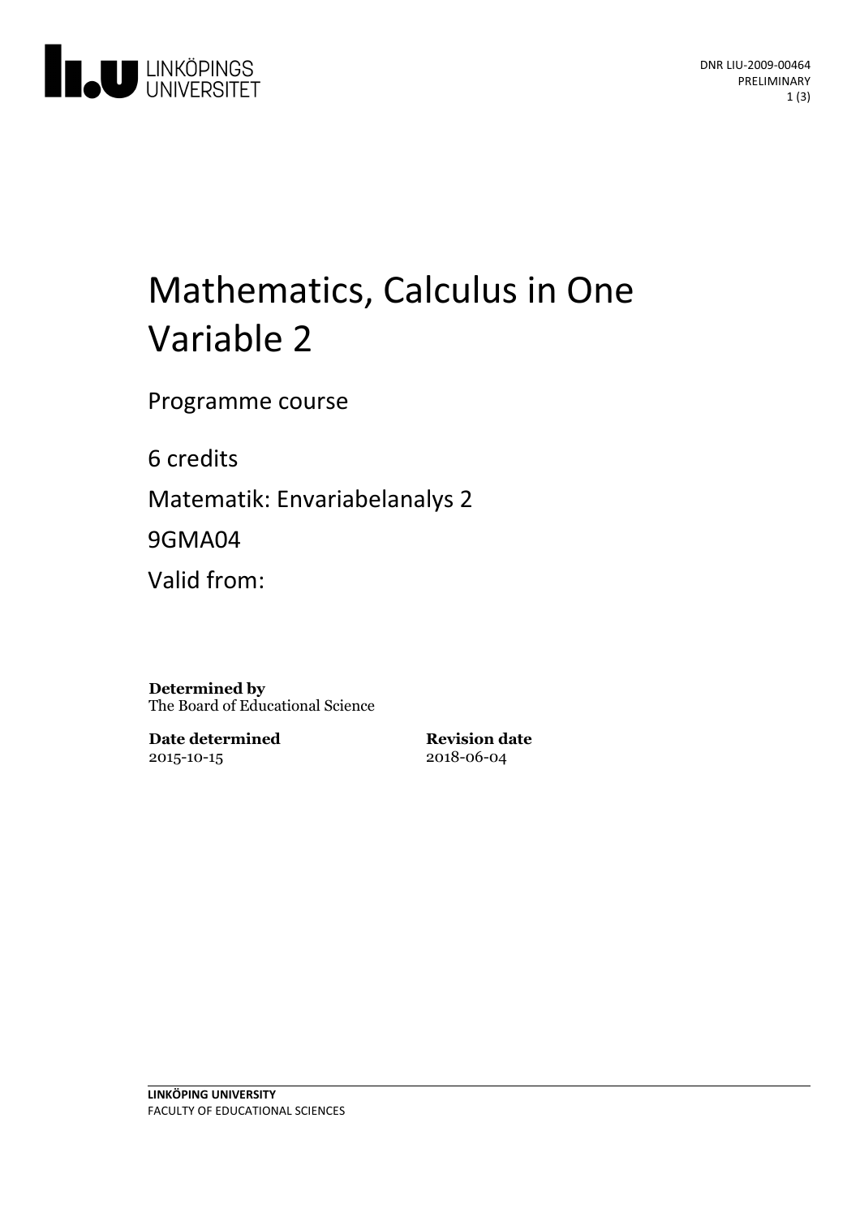# Mathematics, Calculus in One Variable 2

Programme course

6 credits

Matematik: Envariabelanalys 2

9GMA04

Valid from:

**Determined by**
The Board of Educational Science

**Date determined**
2015-10-15

**Revision date**
2018-06-04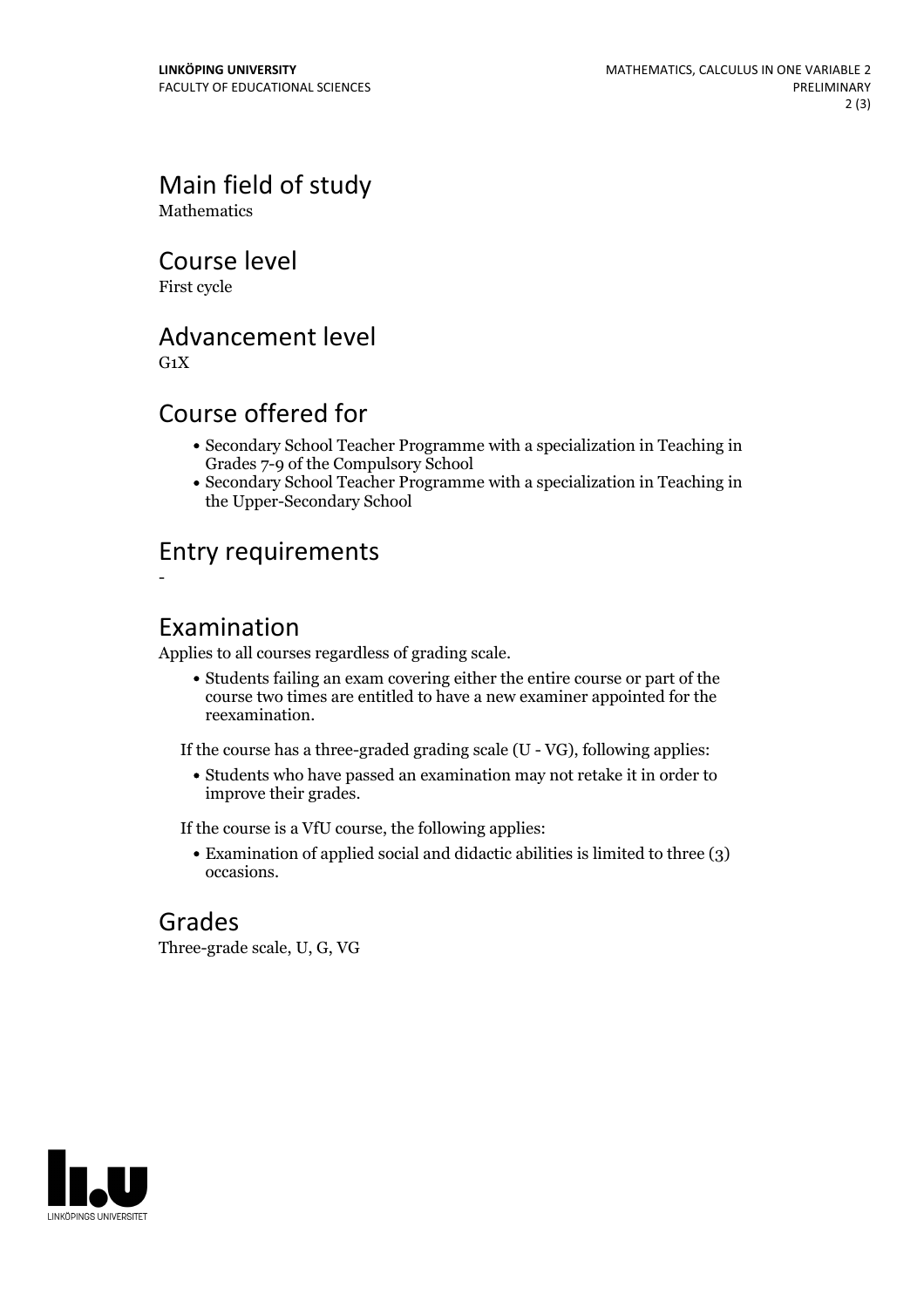## Main field of study

Mathematics

## Course level

First cycle

## Advancement level

G1X

## Course offered for

- Secondary School Teacher Programme with a specialization in Teaching in Grades 7-9 of the Compulsory School
- Secondary School Teacher Programme with a specialization in Teaching in the Upper-Secondary School

## Entry requirements

-

## Examination

Applies to all courses regardless of grading scale.

- Students failing an exam covering either the entire course or part of the course two times are entitled to have a new examiner appointed for the reexamination.

If the course has a three-graded grading scale (U - VG), following applies:

- Students who have passed an examination may not retake it in order to improve their grades.

If the course is a VfU course, the following applies:

- Examination of applied social and didactic abilities is limited to three (3) occasions.

## Grades

Three-grade scale, U, G, VG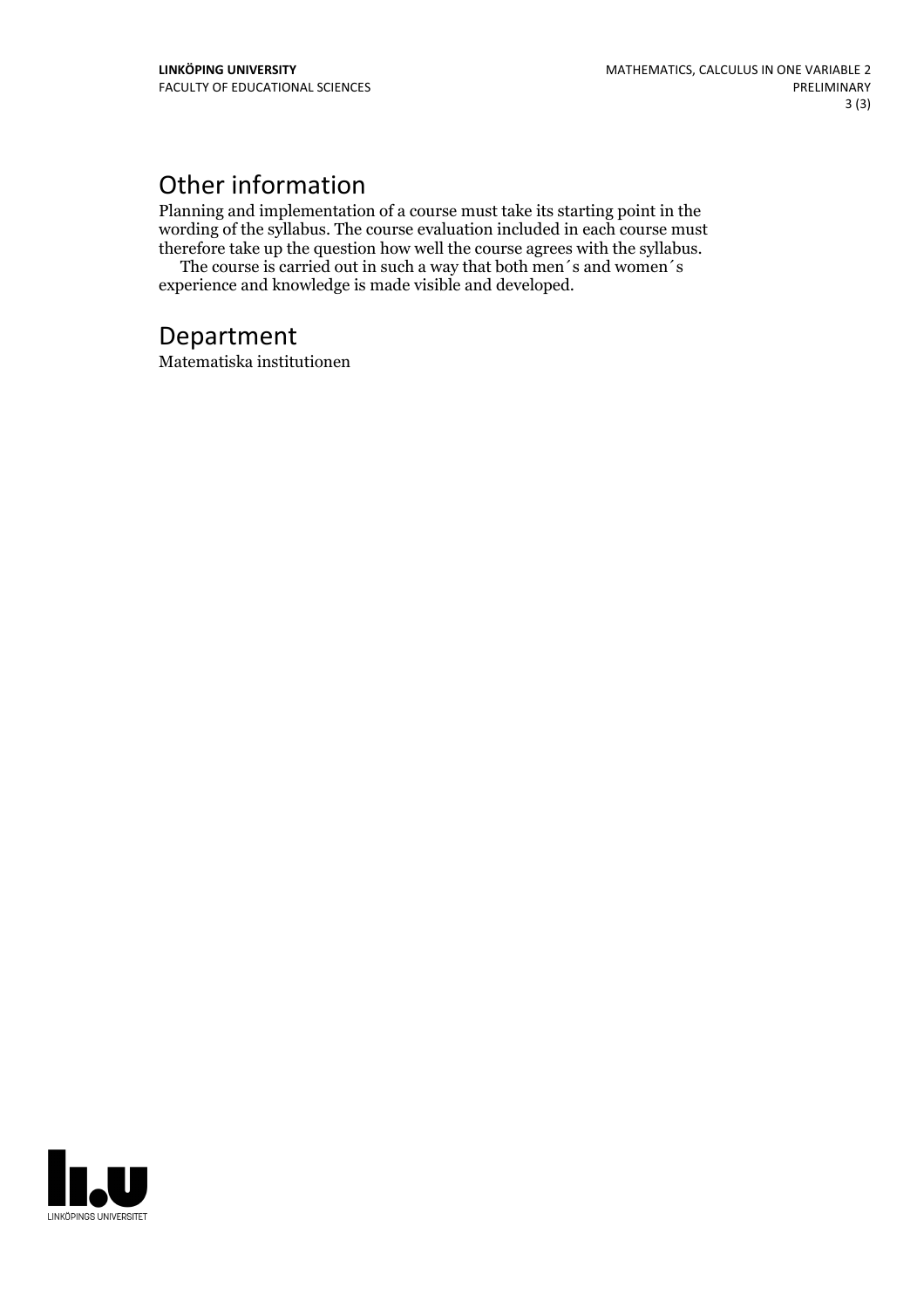## Other information

Planning and implementation of a course must take its starting point in the wording of the syllabus. The course evaluation included in each course must therefore take up the question how well the course agrees with the syllabus.

The course is carried out in such a way that both men´s and women´s experience and knowledge is made visible and developed.

## Department

Matematiska institutionen